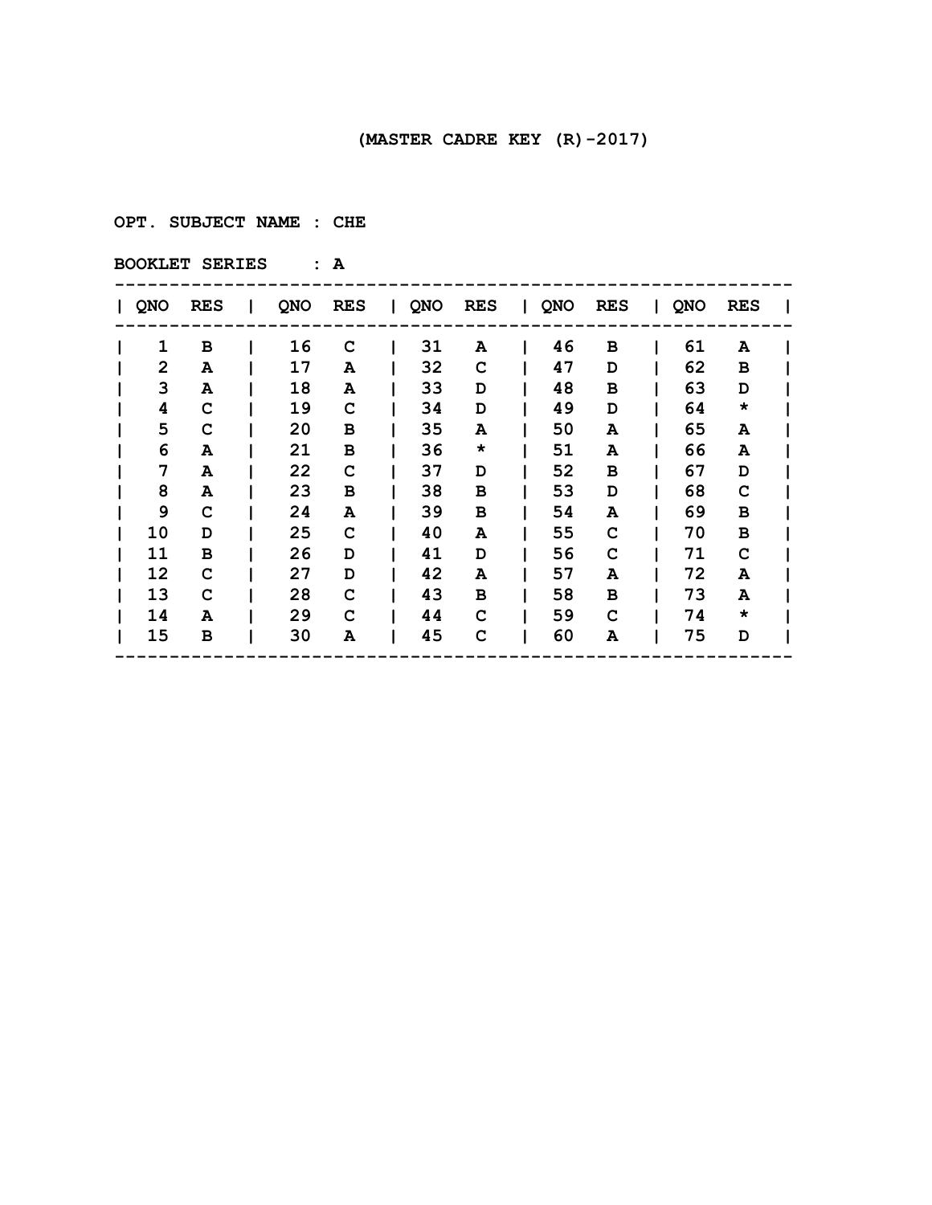**(MASTER CADRE KEY (R)-2017)**

**OPT. SUBJECT NAME : CHE**

**BOOKLET SERIES : A**

| QNO | RES | QNO | RES | QNO | RES | QNO | RES | QNO | RES |
|---|---|---|---|---|---|---|---|---|---|
| 1 | B | 16 | C | 31 | A | 46 | B | 61 | A |
| 2 | A | 17 | A | 32 | C | 47 | D | 62 | B |
| 3 | A | 18 | A | 33 | D | 48 | B | 63 | D |
| 4 | C | 19 | C | 34 | D | 49 | D | 64 | * |
| 5 | C | 20 | B | 35 | A | 50 | A | 65 | A |
| 6 | A | 21 | B | 36 | * | 51 | A | 66 | A |
| 7 | A | 22 | C | 37 | D | 52 | B | 67 | D |
| 8 | A | 23 | B | 38 | B | 53 | D | 68 | C |
| 9 | C | 24 | A | 39 | B | 54 | A | 69 | B |
| 10 | D | 25 | C | 40 | A | 55 | C | 70 | B |
| 11 | B | 26 | D | 41 | D | 56 | C | 71 | C |
| 12 | C | 27 | D | 42 | A | 57 | A | 72 | A |
| 13 | C | 28 | C | 43 | B | 58 | B | 73 | A |
| 14 | A | 29 | C | 44 | C | 59 | C | 74 | * |
| 15 | B | 30 | A | 45 | C | 60 | A | 75 | D |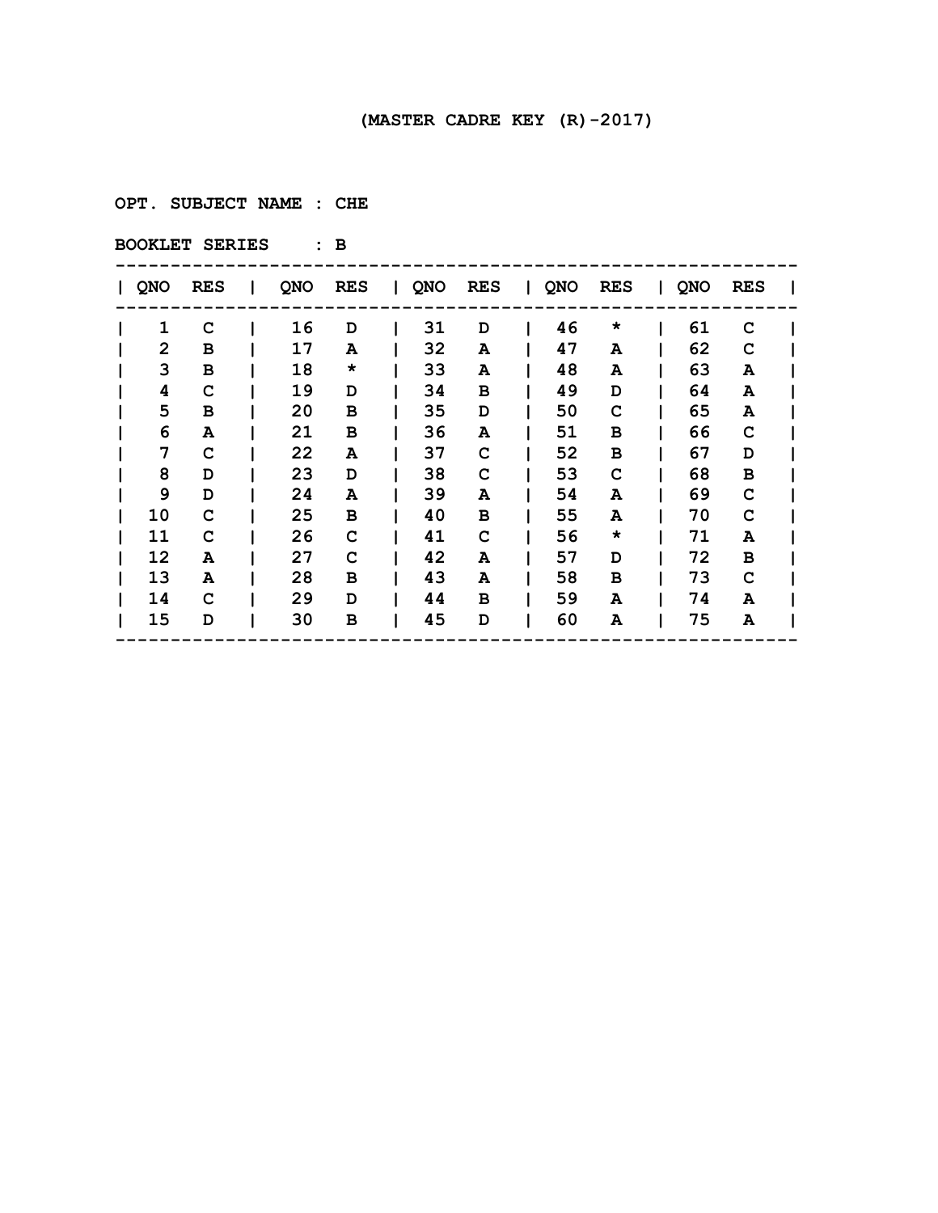(MASTER CADRE KEY (R)-2017)

OPT. SUBJECT NAME : CHE

BOOKLET SERIES : B

| QNO | RES | QNO | RES | QNO | RES | QNO | RES | QNO | RES |
|---|---|---|---|---|---|---|---|---|---|
| 1 | C | 16 | D | 31 | D | 46 | * | 61 | C |
| 2 | B | 17 | A | 32 | A | 47 | A | 62 | C |
| 3 | B | 18 | * | 33 | A | 48 | A | 63 | A |
| 4 | C | 19 | D | 34 | B | 49 | D | 64 | A |
| 5 | B | 20 | B | 35 | D | 50 | C | 65 | A |
| 6 | A | 21 | B | 36 | A | 51 | B | 66 | C |
| 7 | C | 22 | A | 37 | C | 52 | B | 67 | D |
| 8 | D | 23 | D | 38 | C | 53 | C | 68 | B |
| 9 | D | 24 | A | 39 | A | 54 | A | 69 | C |
| 10 | C | 25 | B | 40 | B | 55 | A | 70 | C |
| 11 | C | 26 | C | 41 | C | 56 | * | 71 | A |
| 12 | A | 27 | C | 42 | A | 57 | D | 72 | B |
| 13 | A | 28 | B | 43 | A | 58 | B | 73 | C |
| 14 | C | 29 | D | 44 | B | 59 | A | 74 | A |
| 15 | D | 30 | B | 45 | D | 60 | A | 75 | A |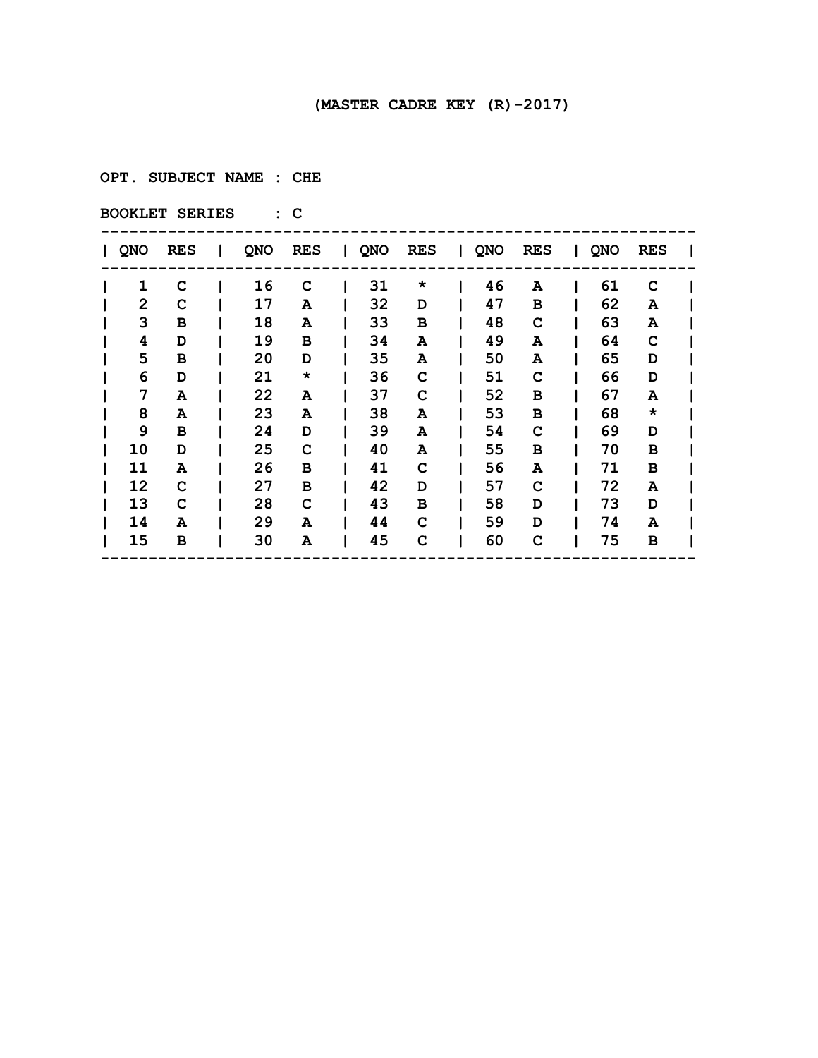(MASTER CADRE KEY (R)-2017)

OPT. SUBJECT NAME : CHE

BOOKLET SERIES : C

| QNO | RES | QNO | RES | QNO | RES | QNO | RES | QNO | RES |
|---|---|---|---|---|---|---|---|---|---|
| 1 | C | 16 | C | 31 | * | 46 | A | 61 | C |
| 2 | C | 17 | A | 32 | D | 47 | B | 62 | A |
| 3 | B | 18 | A | 33 | B | 48 | C | 63 | A |
| 4 | D | 19 | B | 34 | A | 49 | A | 64 | C |
| 5 | B | 20 | D | 35 | A | 50 | A | 65 | D |
| 6 | D | 21 | * | 36 | C | 51 | C | 66 | D |
| 7 | A | 22 | A | 37 | C | 52 | B | 67 | A |
| 8 | A | 23 | A | 38 | A | 53 | B | 68 | * |
| 9 | B | 24 | D | 39 | A | 54 | C | 69 | D |
| 10 | D | 25 | C | 40 | A | 55 | B | 70 | B |
| 11 | A | 26 | B | 41 | C | 56 | A | 71 | B |
| 12 | C | 27 | B | 42 | D | 57 | C | 72 | A |
| 13 | C | 28 | C | 43 | B | 58 | D | 73 | D |
| 14 | A | 29 | A | 44 | C | 59 | D | 74 | A |
| 15 | B | 30 | A | 45 | C | 60 | C | 75 | B |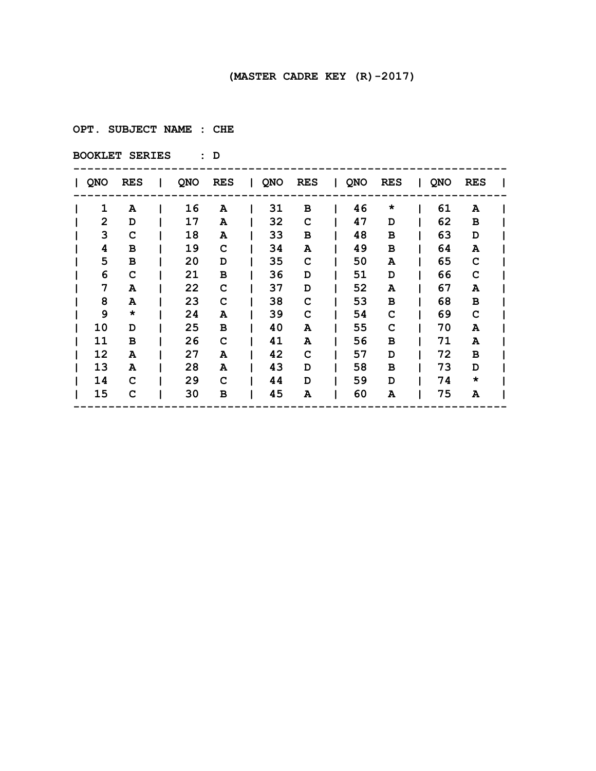**(MASTER CADRE KEY (R)-2017)**

**OPT. SUBJECT NAME : CHE**

**BOOKLET SERIES : D**

| QNO | RES | QNO | RES | QNO | RES | QNO | RES | QNO | RES |
|---|---|---|---|---|---|---|---|---|---|
| 1 | A | 16 | A | 31 | B | 46 | * | 61 | A |
| 2 | D | 17 | A | 32 | C | 47 | D | 62 | B |
| 3 | C | 18 | A | 33 | B | 48 | B | 63 | D |
| 4 | B | 19 | C | 34 | A | 49 | B | 64 | A |
| 5 | B | 20 | D | 35 | C | 50 | A | 65 | C |
| 6 | C | 21 | B | 36 | D | 51 | D | 66 | C |
| 7 | A | 22 | C | 37 | D | 52 | A | 67 | A |
| 8 | A | 23 | C | 38 | C | 53 | B | 68 | B |
| 9 | * | 24 | A | 39 | C | 54 | C | 69 | C |
| 10 | D | 25 | B | 40 | A | 55 | C | 70 | A |
| 11 | B | 26 | C | 41 | A | 56 | B | 71 | A |
| 12 | A | 27 | A | 42 | C | 57 | D | 72 | B |
| 13 | A | 28 | A | 43 | D | 58 | B | 73 | D |
| 14 | C | 29 | C | 44 | D | 59 | D | 74 | * |
| 15 | C | 30 | B | 45 | A | 60 | A | 75 | A |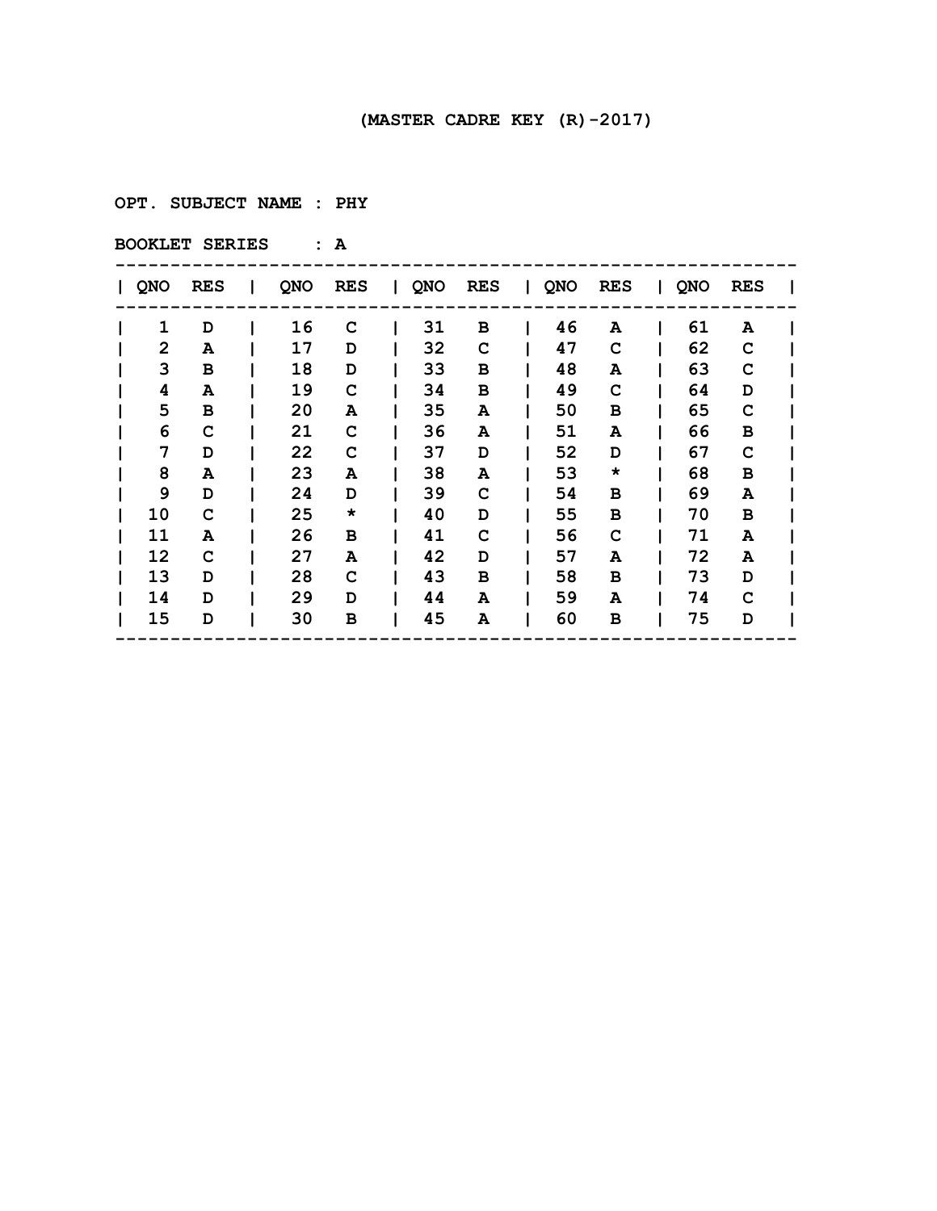(MASTER CADRE KEY (R)-2017)

**OPT. SUBJECT NAME : PHY**

**BOOKLET SERIES : A**

| QNO | RES | QNO | RES | QNO | RES | QNO | RES | QNO | RES |
|---|---|---|---|---|---|---|---|---|---|
| 1 | D | 16 | C | 31 | B | 46 | A | 61 | A |
| 2 | A | 17 | D | 32 | C | 47 | C | 62 | C |
| 3 | B | 18 | D | 33 | B | 48 | A | 63 | C |
| 4 | A | 19 | C | 34 | B | 49 | C | 64 | D |
| 5 | B | 20 | A | 35 | A | 50 | B | 65 | C |
| 6 | C | 21 | C | 36 | A | 51 | A | 66 | B |
| 7 | D | 22 | C | 37 | D | 52 | D | 67 | C |
| 8 | A | 23 | A | 38 | A | 53 | * | 68 | B |
| 9 | D | 24 | D | 39 | C | 54 | B | 69 | A |
| 10 | C | 25 | * | 40 | D | 55 | B | 70 | B |
| 11 | A | 26 | B | 41 | C | 56 | C | 71 | A |
| 12 | C | 27 | A | 42 | D | 57 | A | 72 | A |
| 13 | D | 28 | C | 43 | B | 58 | B | 73 | D |
| 14 | D | 29 | D | 44 | A | 59 | A | 74 | C |
| 15 | D | 30 | B | 45 | A | 60 | B | 75 | D |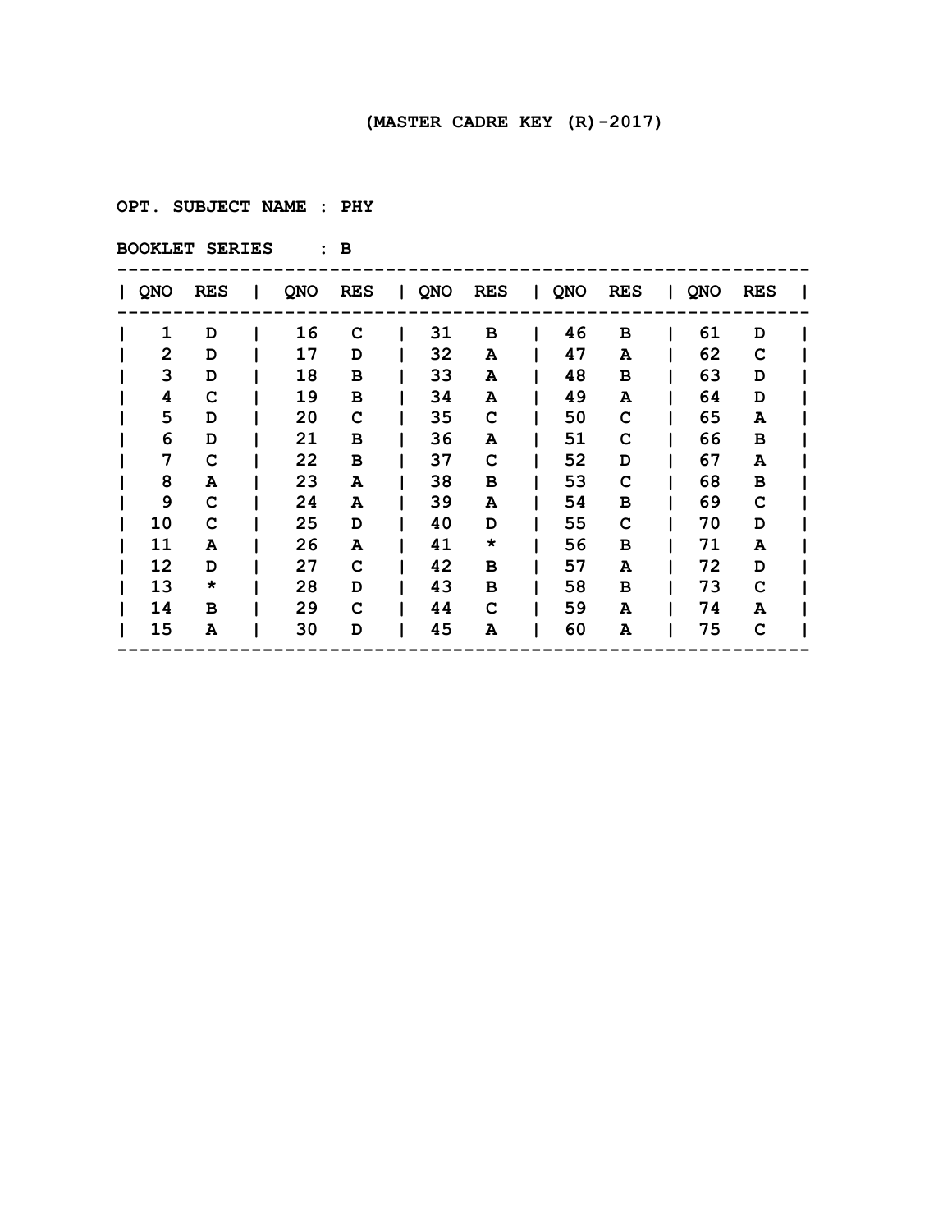(MASTER CADRE KEY (R)-2017)

OPT. SUBJECT NAME : PHY

BOOKLET SERIES : B

| QNO | RES | QNO | RES | QNO | RES | QNO | RES | QNO | RES |
|---|---|---|---|---|---|---|---|---|---|
| 1 | D | 16 | C | 31 | B | 46 | B | 61 | D |
| 2 | D | 17 | D | 32 | A | 47 | A | 62 | C |
| 3 | D | 18 | B | 33 | A | 48 | B | 63 | D |
| 4 | C | 19 | B | 34 | A | 49 | A | 64 | D |
| 5 | D | 20 | C | 35 | C | 50 | C | 65 | A |
| 6 | D | 21 | B | 36 | A | 51 | C | 66 | B |
| 7 | C | 22 | B | 37 | C | 52 | D | 67 | A |
| 8 | A | 23 | A | 38 | B | 53 | C | 68 | B |
| 9 | C | 24 | A | 39 | A | 54 | B | 69 | C |
| 10 | C | 25 | D | 40 | D | 55 | C | 70 | D |
| 11 | A | 26 | A | 41 | * | 56 | B | 71 | A |
| 12 | D | 27 | C | 42 | B | 57 | A | 72 | D |
| 13 | * | 28 | D | 43 | B | 58 | B | 73 | C |
| 14 | B | 29 | C | 44 | C | 59 | A | 74 | A |
| 15 | A | 30 | D | 45 | A | 60 | A | 75 | C |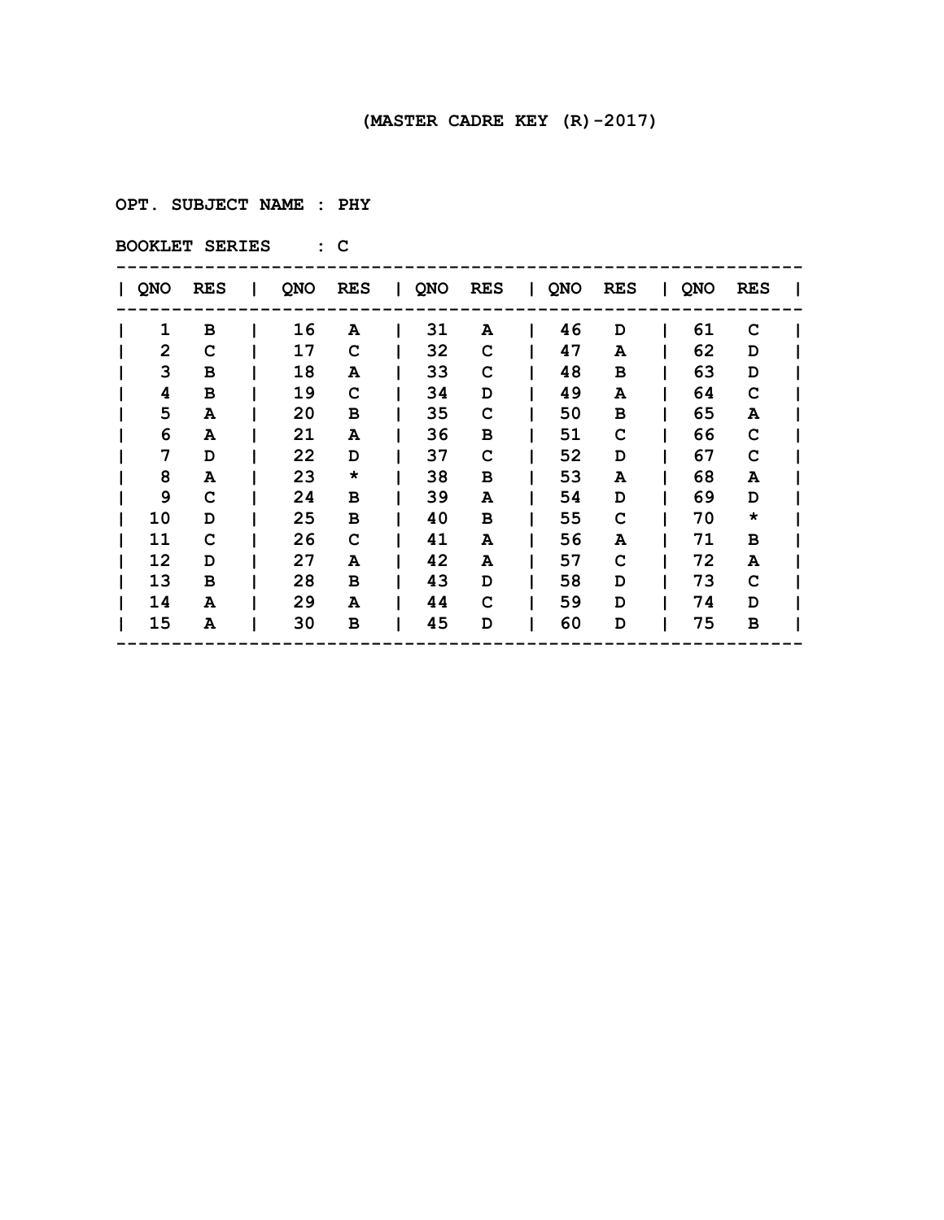(MASTER CADRE KEY (R)-2017)

OPT. SUBJECT NAME : PHY

BOOKLET SERIES : C

| QNO | RES | QNO | RES | QNO | RES | QNO | RES | QNO | RES |
|---|---|---|---|---|---|---|---|---|---|
| 1 | B | 16 | A | 31 | A | 46 | D | 61 | C |
| 2 | C | 17 | C | 32 | C | 47 | A | 62 | D |
| 3 | B | 18 | A | 33 | C | 48 | B | 63 | D |
| 4 | B | 19 | C | 34 | D | 49 | A | 64 | C |
| 5 | A | 20 | B | 35 | C | 50 | B | 65 | A |
| 6 | A | 21 | A | 36 | B | 51 | C | 66 | C |
| 7 | D | 22 | D | 37 | C | 52 | D | 67 | C |
| 8 | A | 23 | * | 38 | B | 53 | A | 68 | A |
| 9 | C | 24 | B | 39 | A | 54 | D | 69 | D |
| 10 | D | 25 | B | 40 | B | 55 | C | 70 | * |
| 11 | C | 26 | C | 41 | A | 56 | A | 71 | B |
| 12 | D | 27 | A | 42 | A | 57 | C | 72 | A |
| 13 | B | 28 | B | 43 | D | 58 | D | 73 | C |
| 14 | A | 29 | A | 44 | C | 59 | D | 74 | D |
| 15 | A | 30 | B | 45 | D | 60 | D | 75 | B |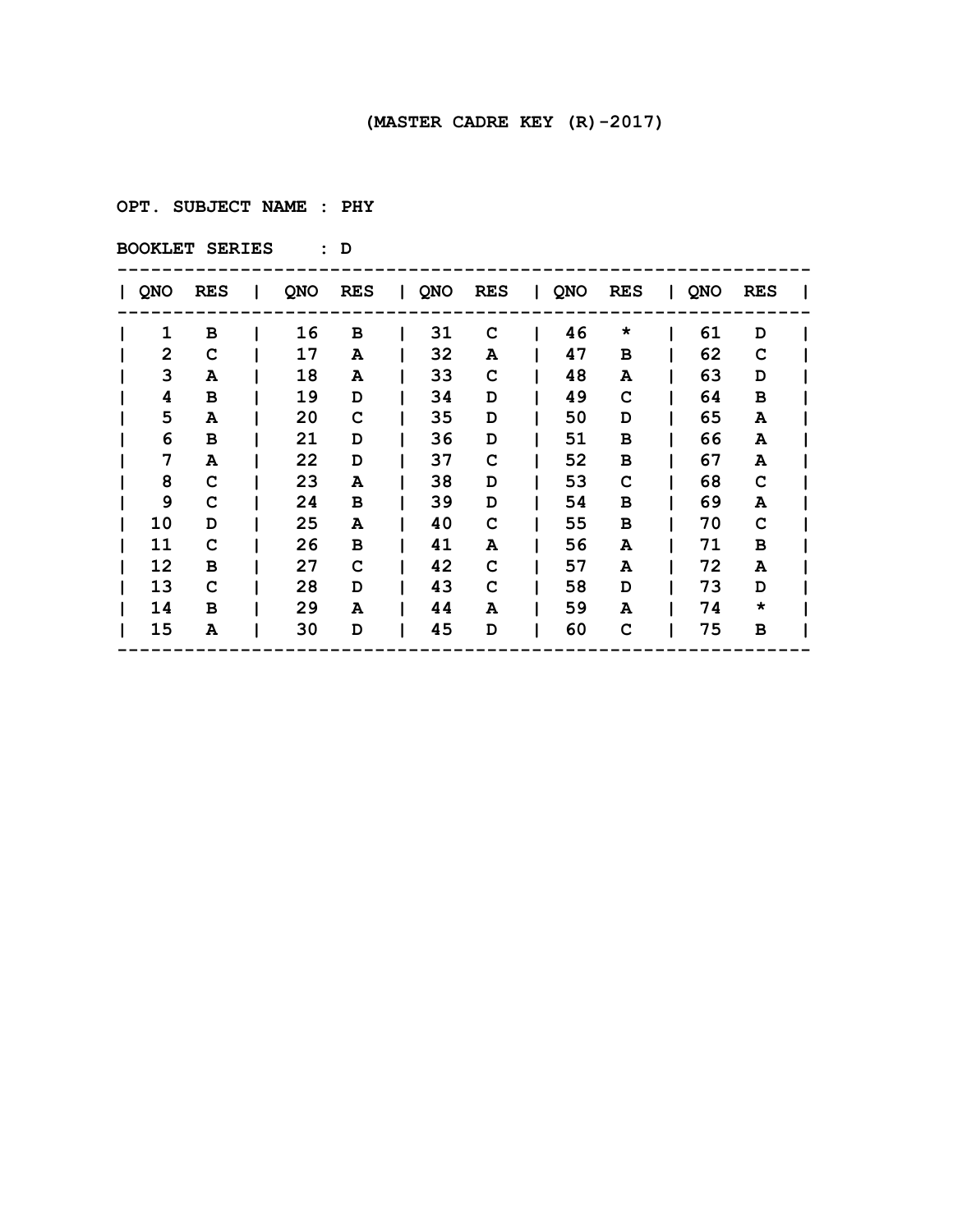# (MASTER CADRE KEY (R)-2017)

**OPT. SUBJECT NAME : PHY**

**BOOKLET SERIES : D**

| QNO | RES | QNO | RES | QNO | RES | QNO | RES | QNO | RES |
|---|---|---|---|---|---|---|---|---|---|
| 1 | B | 16 | B | 31 | C | 46 | * | 61 | D |
| 2 | C | 17 | A | 32 | A | 47 | B | 62 | C |
| 3 | A | 18 | A | 33 | C | 48 | A | 63 | D |
| 4 | B | 19 | D | 34 | D | 49 | C | 64 | B |
| 5 | A | 20 | C | 35 | D | 50 | D | 65 | A |
| 6 | B | 21 | D | 36 | D | 51 | B | 66 | A |
| 7 | A | 22 | D | 37 | C | 52 | B | 67 | A |
| 8 | C | 23 | A | 38 | D | 53 | C | 68 | C |
| 9 | C | 24 | B | 39 | D | 54 | B | 69 | A |
| 10 | D | 25 | A | 40 | C | 55 | B | 70 | C |
| 11 | C | 26 | B | 41 | A | 56 | A | 71 | B |
| 12 | B | 27 | C | 42 | C | 57 | A | 72 | A |
| 13 | C | 28 | D | 43 | C | 58 | D | 73 | D |
| 14 | B | 29 | A | 44 | A | 59 | A | 74 | * |
| 15 | A | 30 | D | 45 | D | 60 | C | 75 | B |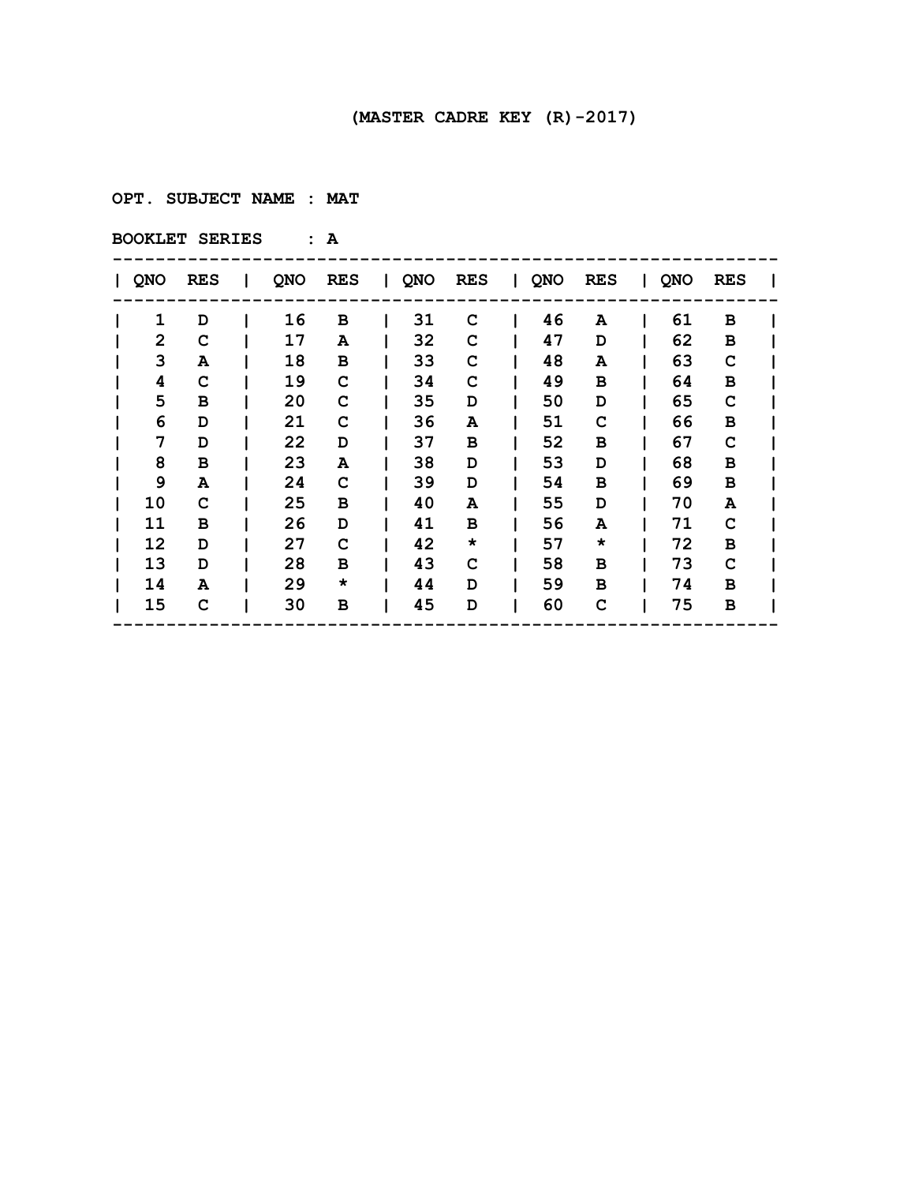**(MASTER CADRE KEY (R)-2017)**

**OPT. SUBJECT NAME : MAT**

**BOOKLET SERIES : A**

| QNO | RES | QNO | RES | QNO | RES | QNO | RES | QNO | RES |
|---|---|---|---|---|---|---|---|---|---|
| 1 | D | 16 | B | 31 | C | 46 | A | 61 | B |
| 2 | C | 17 | A | 32 | C | 47 | D | 62 | B |
| 3 | A | 18 | B | 33 | C | 48 | A | 63 | C |
| 4 | C | 19 | C | 34 | C | 49 | B | 64 | B |
| 5 | B | 20 | C | 35 | D | 50 | D | 65 | C |
| 6 | D | 21 | C | 36 | A | 51 | C | 66 | B |
| 7 | D | 22 | D | 37 | B | 52 | B | 67 | C |
| 8 | B | 23 | A | 38 | D | 53 | D | 68 | B |
| 9 | A | 24 | C | 39 | D | 54 | B | 69 | B |
| 10 | C | 25 | B | 40 | A | 55 | D | 70 | A |
| 11 | B | 26 | D | 41 | B | 56 | A | 71 | C |
| 12 | D | 27 | C | 42 | * | 57 | * | 72 | B |
| 13 | D | 28 | B | 43 | C | 58 | B | 73 | C |
| 14 | A | 29 | * | 44 | D | 59 | B | 74 | B |
| 15 | C | 30 | B | 45 | D | 60 | C | 75 | B |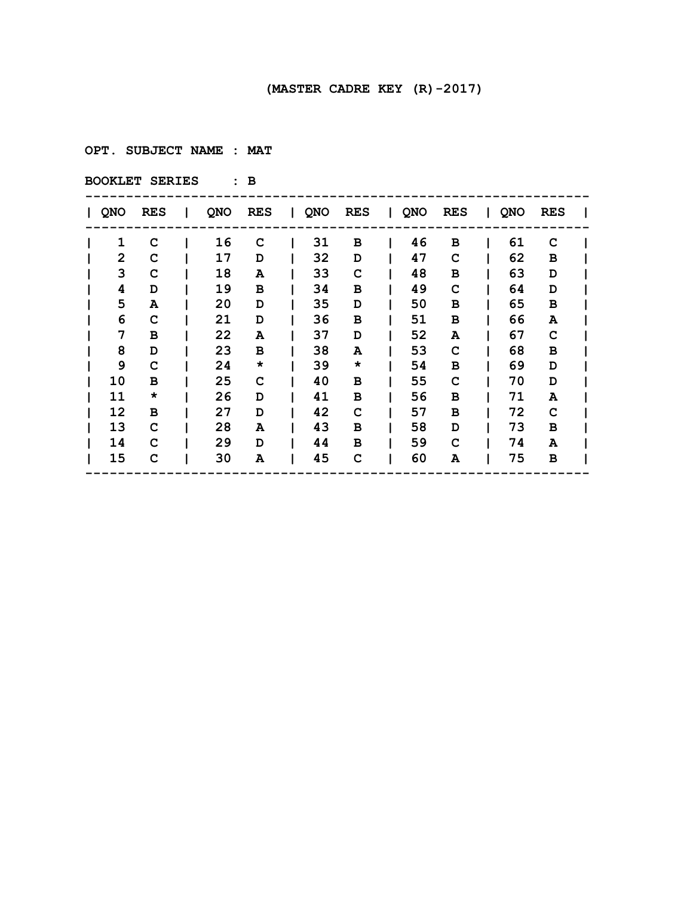(MASTER CADRE KEY (R)-2017)

OPT. SUBJECT NAME : MAT

BOOKLET SERIES : B

| QNO | RES | QNO | RES | QNO | RES | QNO | RES | QNO | RES |
|---|---|---|---|---|---|---|---|---|---|
| 1 | C | 16 | C | 31 | B | 46 | B | 61 | C |
| 2 | C | 17 | D | 32 | D | 47 | C | 62 | B |
| 3 | C | 18 | A | 33 | C | 48 | B | 63 | D |
| 4 | D | 19 | B | 34 | B | 49 | C | 64 | D |
| 5 | A | 20 | D | 35 | D | 50 | B | 65 | B |
| 6 | C | 21 | D | 36 | B | 51 | B | 66 | A |
| 7 | B | 22 | A | 37 | D | 52 | A | 67 | C |
| 8 | D | 23 | B | 38 | A | 53 | C | 68 | B |
| 9 | C | 24 | * | 39 | * | 54 | B | 69 | D |
| 10 | B | 25 | C | 40 | B | 55 | C | 70 | D |
| 11 | * | 26 | D | 41 | B | 56 | B | 71 | A |
| 12 | B | 27 | D | 42 | C | 57 | B | 72 | C |
| 13 | C | 28 | A | 43 | B | 58 | D | 73 | B |
| 14 | C | 29 | D | 44 | B | 59 | C | 74 | A |
| 15 | C | 30 | A | 45 | C | 60 | A | 75 | B |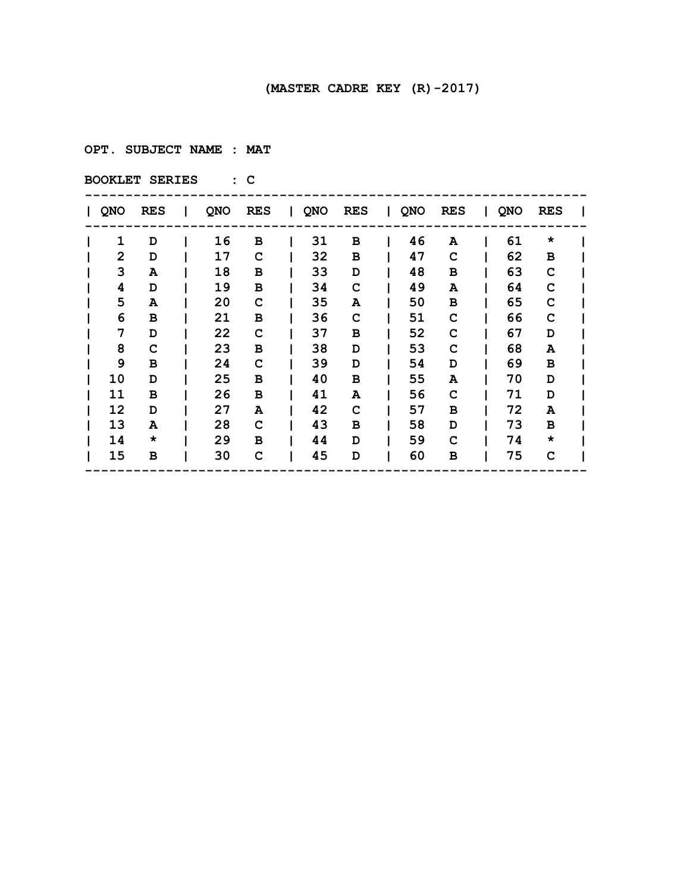(MASTER CADRE KEY (R)-2017)

**OPT. SUBJECT NAME : MAT**

**BOOKLET SERIES : C**

| QNO | RES | QNO | RES | QNO | RES | QNO | RES | QNO | RES |
|---|---|---|---|---|---|---|---|---|---|
| 1 | D | 16 | B | 31 | B | 46 | A | 61 | * |
| 2 | D | 17 | C | 32 | B | 47 | C | 62 | B |
| 3 | A | 18 | B | 33 | D | 48 | B | 63 | C |
| 4 | D | 19 | B | 34 | C | 49 | A | 64 | C |
| 5 | A | 20 | C | 35 | A | 50 | B | 65 | C |
| 6 | B | 21 | B | 36 | C | 51 | C | 66 | C |
| 7 | D | 22 | C | 37 | B | 52 | C | 67 | D |
| 8 | C | 23 | B | 38 | D | 53 | C | 68 | A |
| 9 | B | 24 | C | 39 | D | 54 | D | 69 | B |
| 10 | D | 25 | B | 40 | B | 55 | A | 70 | D |
| 11 | B | 26 | B | 41 | A | 56 | C | 71 | D |
| 12 | D | 27 | A | 42 | C | 57 | B | 72 | A |
| 13 | A | 28 | C | 43 | B | 58 | D | 73 | B |
| 14 | * | 29 | B | 44 | D | 59 | C | 74 | * |
| 15 | B | 30 | C | 45 | D | 60 | B | 75 | C |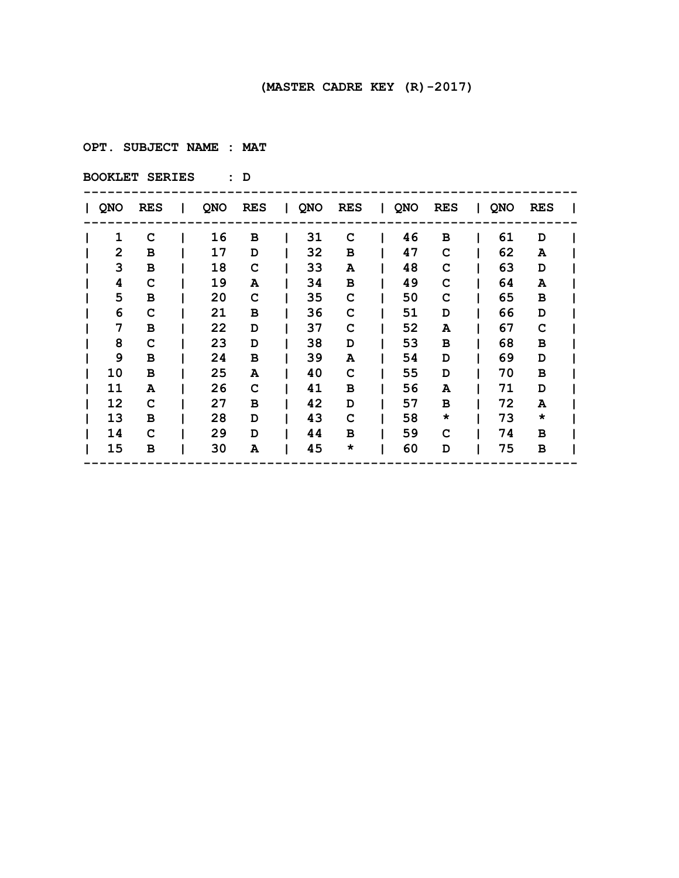(MASTER CADRE KEY (R)-2017)

OPT. SUBJECT NAME : MAT

BOOKLET SERIES : D

| QNO | RES | QNO | RES | QNO | RES | QNO | RES | QNO | RES |
|---|---|---|---|---|---|---|---|---|---|
| 1 | C | 16 | B | 31 | C | 46 | B | 61 | D |
| 2 | B | 17 | D | 32 | B | 47 | C | 62 | A |
| 3 | B | 18 | C | 33 | A | 48 | C | 63 | D |
| 4 | C | 19 | A | 34 | B | 49 | C | 64 | A |
| 5 | B | 20 | C | 35 | C | 50 | C | 65 | B |
| 6 | C | 21 | B | 36 | C | 51 | D | 66 | D |
| 7 | B | 22 | D | 37 | C | 52 | A | 67 | C |
| 8 | C | 23 | D | 38 | D | 53 | B | 68 | B |
| 9 | B | 24 | B | 39 | A | 54 | D | 69 | D |
| 10 | B | 25 | A | 40 | C | 55 | D | 70 | B |
| 11 | A | 26 | C | 41 | B | 56 | A | 71 | D |
| 12 | C | 27 | B | 42 | D | 57 | B | 72 | A |
| 13 | B | 28 | D | 43 | C | 58 | * | 73 | * |
| 14 | C | 29 | D | 44 | B | 59 | C | 74 | B |
| 15 | B | 30 | A | 45 | * | 60 | D | 75 | B |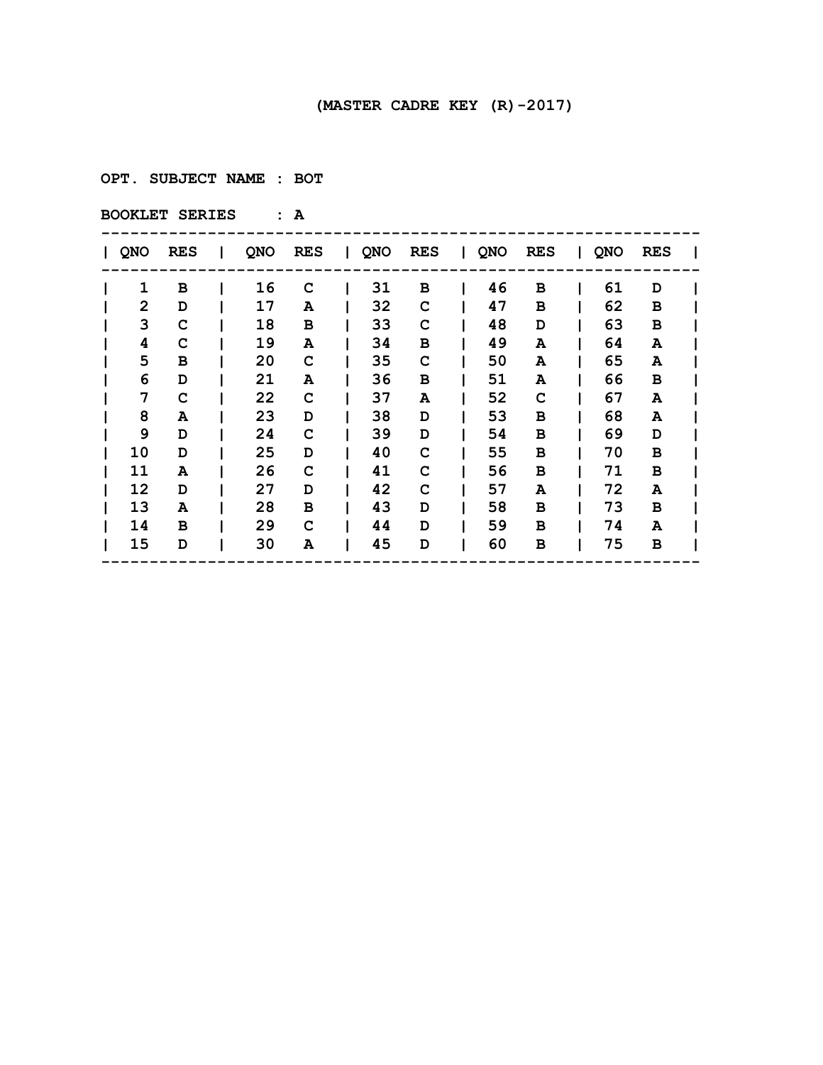(MASTER CADRE KEY (R)-2017)

OPT. SUBJECT NAME : BOT

BOOKLET SERIES : A

| QNO | RES | QNO | RES | QNO | RES | QNO | RES | QNO | RES |
|---|---|---|---|---|---|---|---|---|---|
| 1 | B | 16 | C | 31 | B | 46 | B | 61 | D |
| 2 | D | 17 | A | 32 | C | 47 | B | 62 | B |
| 3 | C | 18 | B | 33 | C | 48 | D | 63 | B |
| 4 | C | 19 | A | 34 | B | 49 | A | 64 | A |
| 5 | B | 20 | C | 35 | C | 50 | A | 65 | A |
| 6 | D | 21 | A | 36 | B | 51 | A | 66 | B |
| 7 | C | 22 | C | 37 | A | 52 | C | 67 | A |
| 8 | A | 23 | D | 38 | D | 53 | B | 68 | A |
| 9 | D | 24 | C | 39 | D | 54 | B | 69 | D |
| 10 | D | 25 | D | 40 | C | 55 | B | 70 | B |
| 11 | A | 26 | C | 41 | C | 56 | B | 71 | B |
| 12 | D | 27 | D | 42 | C | 57 | A | 72 | A |
| 13 | A | 28 | B | 43 | D | 58 | B | 73 | B |
| 14 | B | 29 | C | 44 | D | 59 | B | 74 | A |
| 15 | D | 30 | A | 45 | D | 60 | B | 75 | B |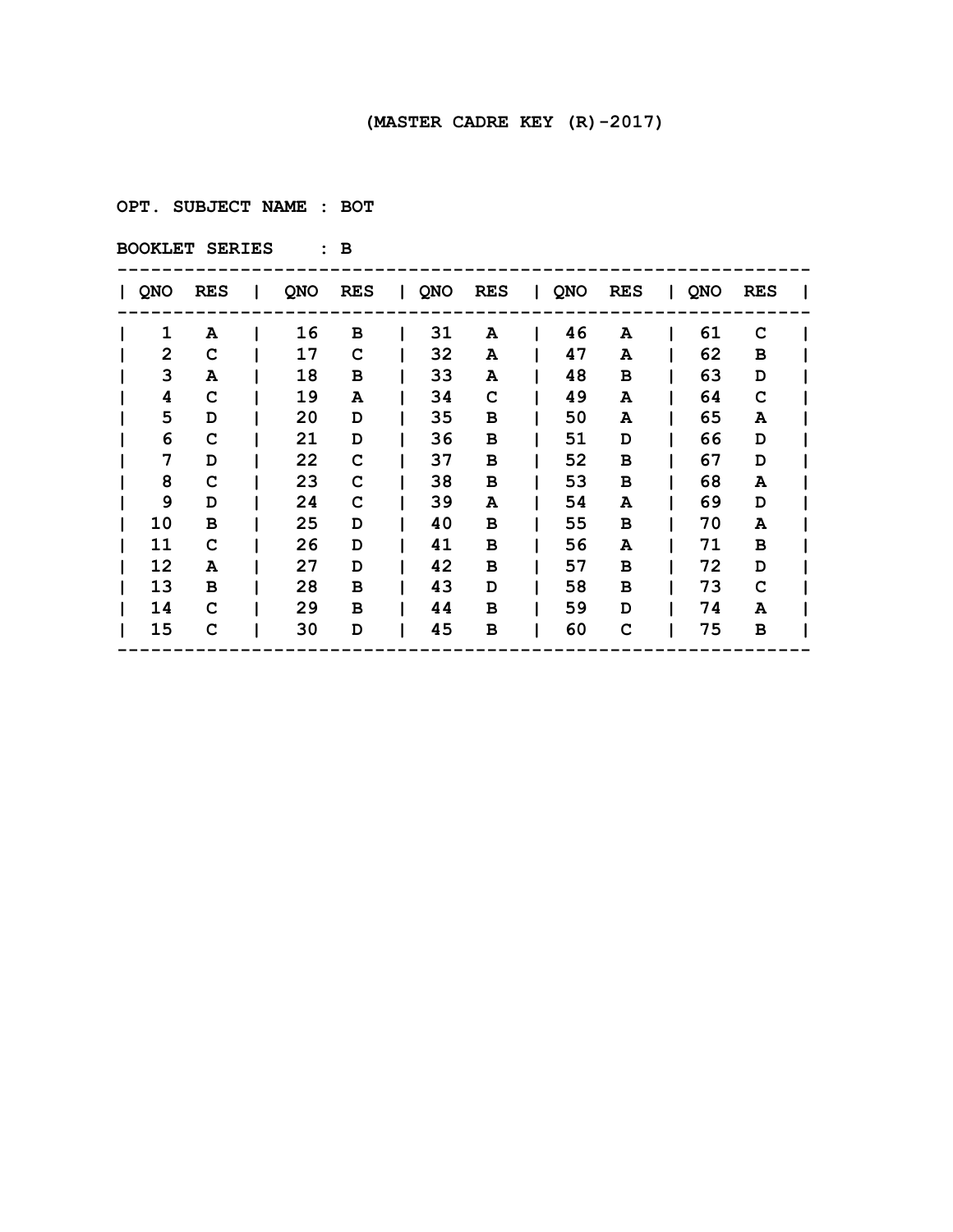(MASTER CADRE KEY (R)-2017)

OPT. SUBJECT NAME : BOT

BOOKLET SERIES : B

| QNO | RES | QNO | RES | QNO | RES | QNO | RES | QNO | RES |
|---|---|---|---|---|---|---|---|---|---|
| 1 | A | 16 | B | 31 | A | 46 | A | 61 | C |
| 2 | C | 17 | C | 32 | A | 47 | A | 62 | B |
| 3 | A | 18 | B | 33 | A | 48 | B | 63 | D |
| 4 | C | 19 | A | 34 | C | 49 | A | 64 | C |
| 5 | D | 20 | D | 35 | B | 50 | A | 65 | A |
| 6 | C | 21 | D | 36 | B | 51 | D | 66 | D |
| 7 | D | 22 | C | 37 | B | 52 | B | 67 | D |
| 8 | C | 23 | C | 38 | B | 53 | B | 68 | A |
| 9 | D | 24 | C | 39 | A | 54 | A | 69 | D |
| 10 | B | 25 | D | 40 | B | 55 | B | 70 | A |
| 11 | C | 26 | D | 41 | B | 56 | A | 71 | B |
| 12 | A | 27 | D | 42 | B | 57 | B | 72 | D |
| 13 | B | 28 | B | 43 | D | 58 | B | 73 | C |
| 14 | C | 29 | B | 44 | B | 59 | D | 74 | A |
| 15 | C | 30 | D | 45 | B | 60 | C | 75 | B |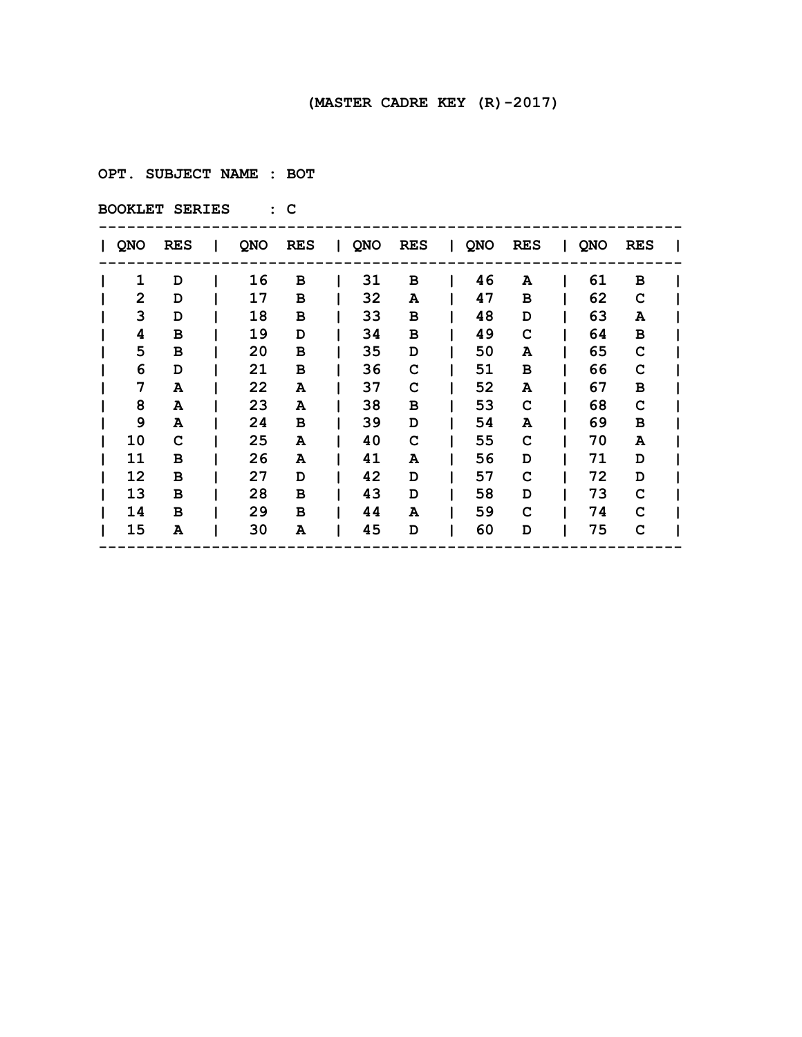(MASTER CADRE KEY (R)-2017)

OPT. SUBJECT NAME : BOT

BOOKLET SERIES : C

| QNO | RES | QNO | RES | QNO | RES | QNO | RES | QNO | RES |
|---|---|---|---|---|---|---|---|---|---|
| 1 | D | 16 | B | 31 | B | 46 | A | 61 | B |
| 2 | D | 17 | B | 32 | A | 47 | B | 62 | C |
| 3 | D | 18 | B | 33 | B | 48 | D | 63 | A |
| 4 | B | 19 | D | 34 | B | 49 | C | 64 | B |
| 5 | B | 20 | B | 35 | D | 50 | A | 65 | C |
| 6 | D | 21 | B | 36 | C | 51 | B | 66 | C |
| 7 | A | 22 | A | 37 | C | 52 | A | 67 | B |
| 8 | A | 23 | A | 38 | B | 53 | C | 68 | C |
| 9 | A | 24 | B | 39 | D | 54 | A | 69 | B |
| 10 | C | 25 | A | 40 | C | 55 | C | 70 | A |
| 11 | B | 26 | A | 41 | A | 56 | D | 71 | D |
| 12 | B | 27 | D | 42 | D | 57 | C | 72 | D |
| 13 | B | 28 | B | 43 | D | 58 | D | 73 | C |
| 14 | B | 29 | B | 44 | A | 59 | C | 74 | C |
| 15 | A | 30 | A | 45 | D | 60 | D | 75 | C |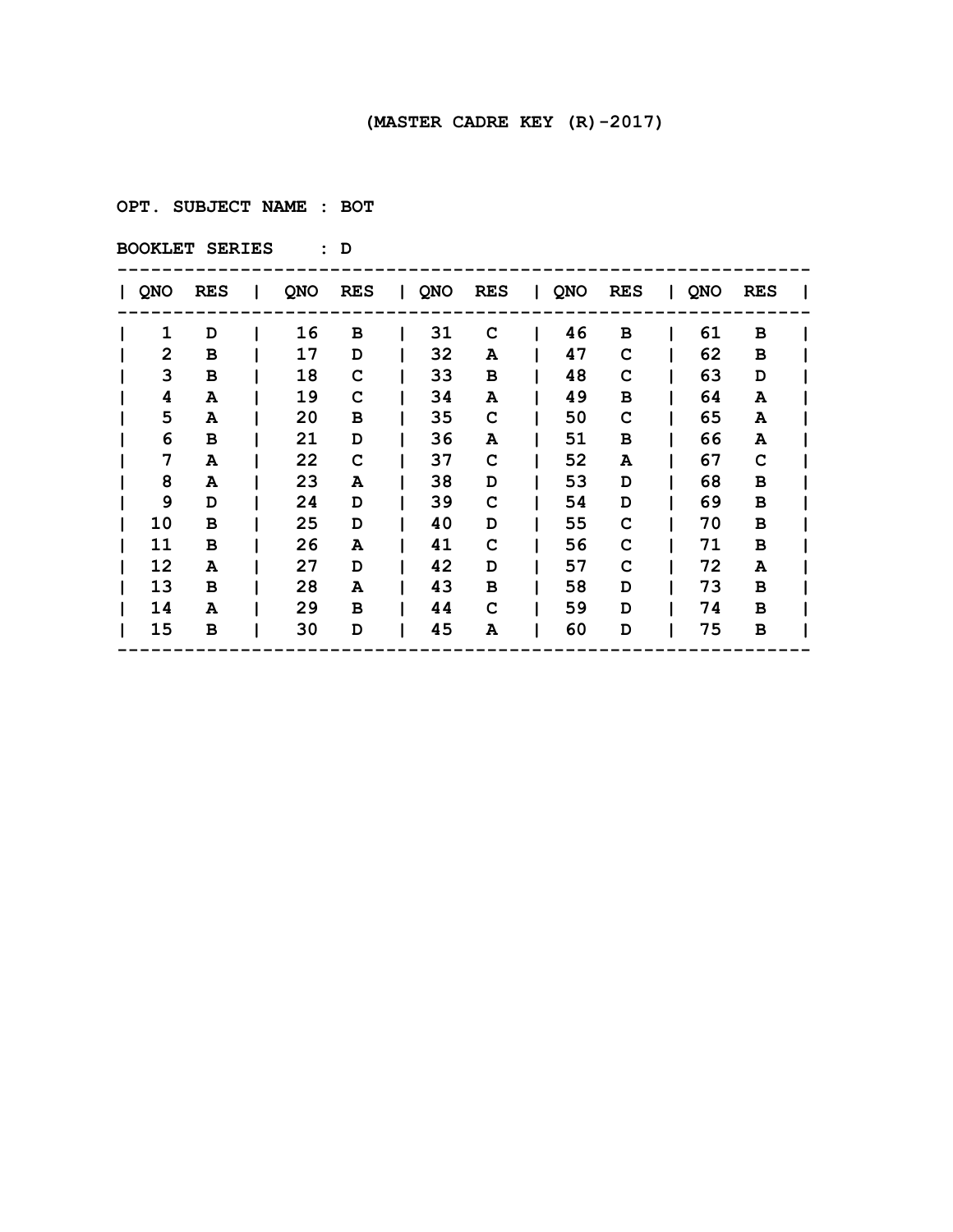# (MASTER CADRE KEY (R)-2017)

**OPT. SUBJECT NAME : BOT**

**BOOKLET SERIES : D**

| QNO | RES | QNO | RES | QNO | RES | QNO | RES | QNO | RES |
|---|---|---|---|---|---|---|---|---|---|
| 1 | D | 16 | B | 31 | C | 46 | B | 61 | B |
| 2 | B | 17 | D | 32 | A | 47 | C | 62 | B |
| 3 | B | 18 | C | 33 | B | 48 | C | 63 | D |
| 4 | A | 19 | C | 34 | A | 49 | B | 64 | A |
| 5 | A | 20 | B | 35 | C | 50 | C | 65 | A |
| 6 | B | 21 | D | 36 | A | 51 | B | 66 | A |
| 7 | A | 22 | C | 37 | C | 52 | A | 67 | C |
| 8 | A | 23 | A | 38 | D | 53 | D | 68 | B |
| 9 | D | 24 | D | 39 | C | 54 | D | 69 | B |
| 10 | B | 25 | D | 40 | D | 55 | C | 70 | B |
| 11 | B | 26 | A | 41 | C | 56 | C | 71 | B |
| 12 | A | 27 | D | 42 | D | 57 | C | 72 | A |
| 13 | B | 28 | A | 43 | B | 58 | D | 73 | B |
| 14 | A | 29 | B | 44 | C | 59 | D | 74 | B |
| 15 | B | 30 | D | 45 | A | 60 | D | 75 | B |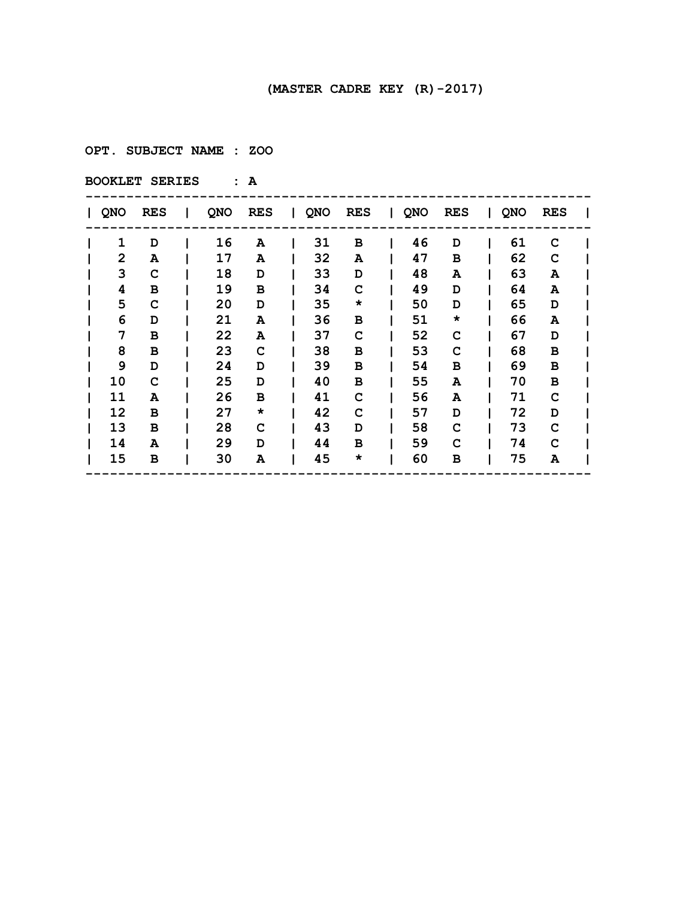(MASTER CADRE KEY (R)-2017)

OPT. SUBJECT NAME : ZOO

BOOKLET SERIES : A

| QNO | RES | QNO | RES | QNO | RES | QNO | RES | QNO | RES |
|---|---|---|---|---|---|---|---|---|---|
| 1 | D | 16 | A | 31 | B | 46 | D | 61 | C |
| 2 | A | 17 | A | 32 | A | 47 | B | 62 | C |
| 3 | C | 18 | D | 33 | D | 48 | A | 63 | A |
| 4 | B | 19 | B | 34 | C | 49 | D | 64 | A |
| 5 | C | 20 | D | 35 | * | 50 | D | 65 | D |
| 6 | D | 21 | A | 36 | B | 51 | * | 66 | A |
| 7 | B | 22 | A | 37 | C | 52 | C | 67 | D |
| 8 | B | 23 | C | 38 | B | 53 | C | 68 | B |
| 9 | D | 24 | D | 39 | B | 54 | B | 69 | B |
| 10 | C | 25 | D | 40 | B | 55 | A | 70 | B |
| 11 | A | 26 | B | 41 | C | 56 | A | 71 | C |
| 12 | B | 27 | * | 42 | C | 57 | D | 72 | D |
| 13 | B | 28 | C | 43 | D | 58 | C | 73 | C |
| 14 | A | 29 | D | 44 | B | 59 | C | 74 | C |
| 15 | B | 30 | A | 45 | * | 60 | B | 75 | A |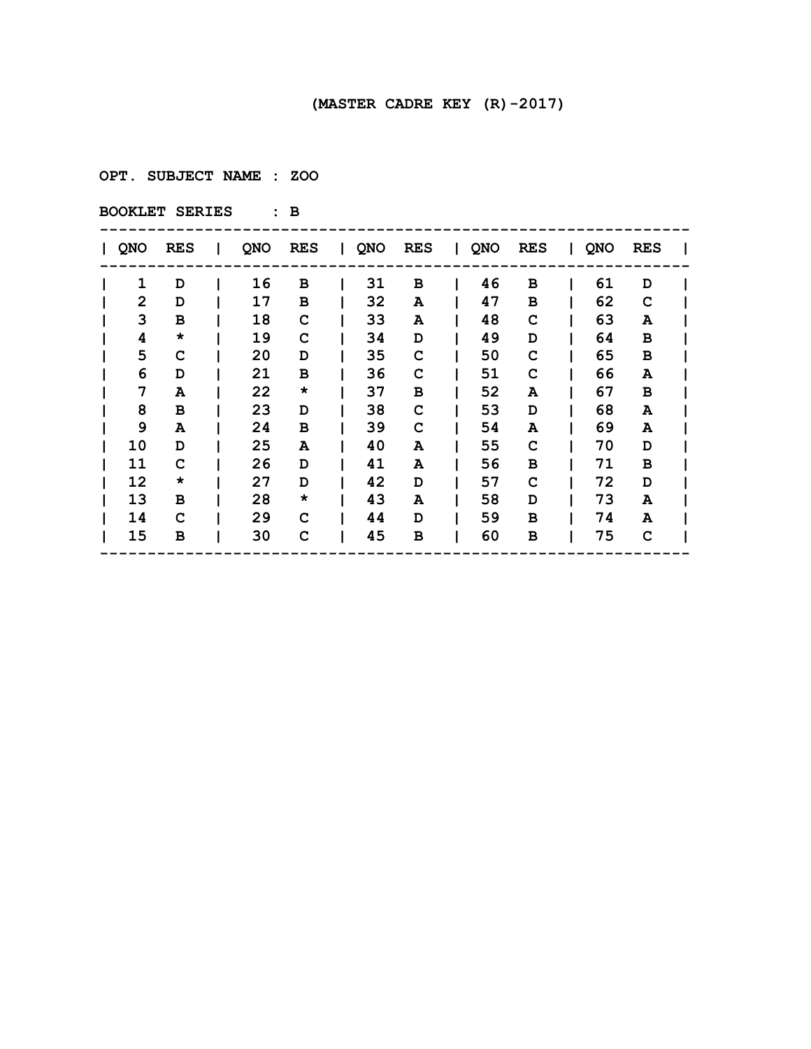**(MASTER CADRE KEY (R)-2017)**

**OPT. SUBJECT NAME : ZOO**

**BOOKLET SERIES : B**

| QNO | RES | QNO | RES | QNO | RES | QNO | RES | QNO | RES |
|---|---|---|---|---|---|---|---|---|---|
| 1 | D | 16 | B | 31 | B | 46 | B | 61 | D |
| 2 | D | 17 | B | 32 | A | 47 | B | 62 | C |
| 3 | B | 18 | C | 33 | A | 48 | C | 63 | A |
| 4 | * | 19 | C | 34 | D | 49 | D | 64 | B |
| 5 | C | 20 | D | 35 | C | 50 | C | 65 | B |
| 6 | D | 21 | B | 36 | C | 51 | C | 66 | A |
| 7 | A | 22 | * | 37 | B | 52 | A | 67 | B |
| 8 | B | 23 | D | 38 | C | 53 | D | 68 | A |
| 9 | A | 24 | B | 39 | C | 54 | A | 69 | A |
| 10 | D | 25 | A | 40 | A | 55 | C | 70 | D |
| 11 | C | 26 | D | 41 | A | 56 | B | 71 | B |
| 12 | * | 27 | D | 42 | D | 57 | C | 72 | D |
| 13 | B | 28 | * | 43 | A | 58 | D | 73 | A |
| 14 | C | 29 | C | 44 | D | 59 | B | 74 | A |
| 15 | B | 30 | C | 45 | B | 60 | B | 75 | C |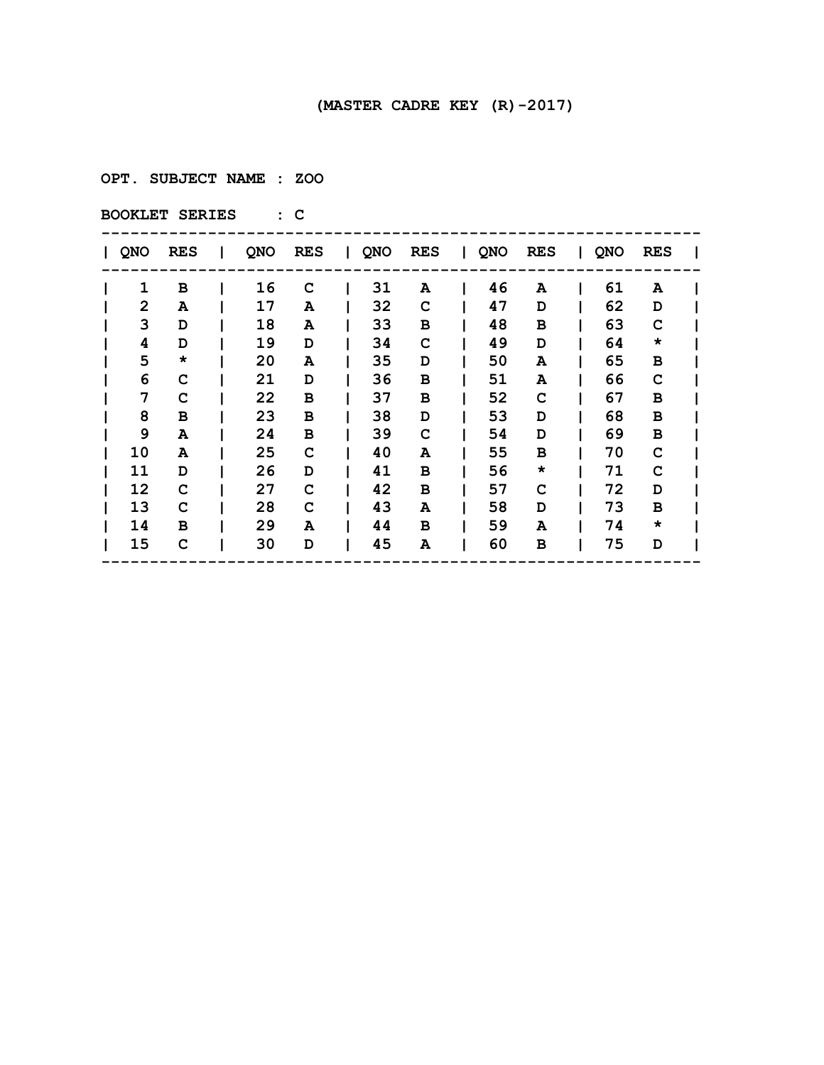(MASTER CADRE KEY (R)-2017)

OPT. SUBJECT NAME : ZOO

BOOKLET SERIES : C

| QNO | RES | QNO | RES | QNO | RES | QNO | RES | QNO | RES |
|---|---|---|---|---|---|---|---|---|---|
| 1 | B | 16 | C | 31 | A | 46 | A | 61 | A |
| 2 | A | 17 | A | 32 | C | 47 | D | 62 | D |
| 3 | D | 18 | A | 33 | B | 48 | B | 63 | C |
| 4 | D | 19 | D | 34 | C | 49 | D | 64 | * |
| 5 | * | 20 | A | 35 | D | 50 | A | 65 | B |
| 6 | C | 21 | D | 36 | B | 51 | A | 66 | C |
| 7 | C | 22 | B | 37 | B | 52 | C | 67 | B |
| 8 | B | 23 | B | 38 | D | 53 | D | 68 | B |
| 9 | A | 24 | B | 39 | C | 54 | D | 69 | B |
| 10 | A | 25 | C | 40 | A | 55 | B | 70 | C |
| 11 | D | 26 | D | 41 | B | 56 | * | 71 | C |
| 12 | C | 27 | C | 42 | B | 57 | C | 72 | D |
| 13 | C | 28 | C | 43 | A | 58 | D | 73 | B |
| 14 | B | 29 | A | 44 | B | 59 | A | 74 | * |
| 15 | C | 30 | D | 45 | A | 60 | B | 75 | D |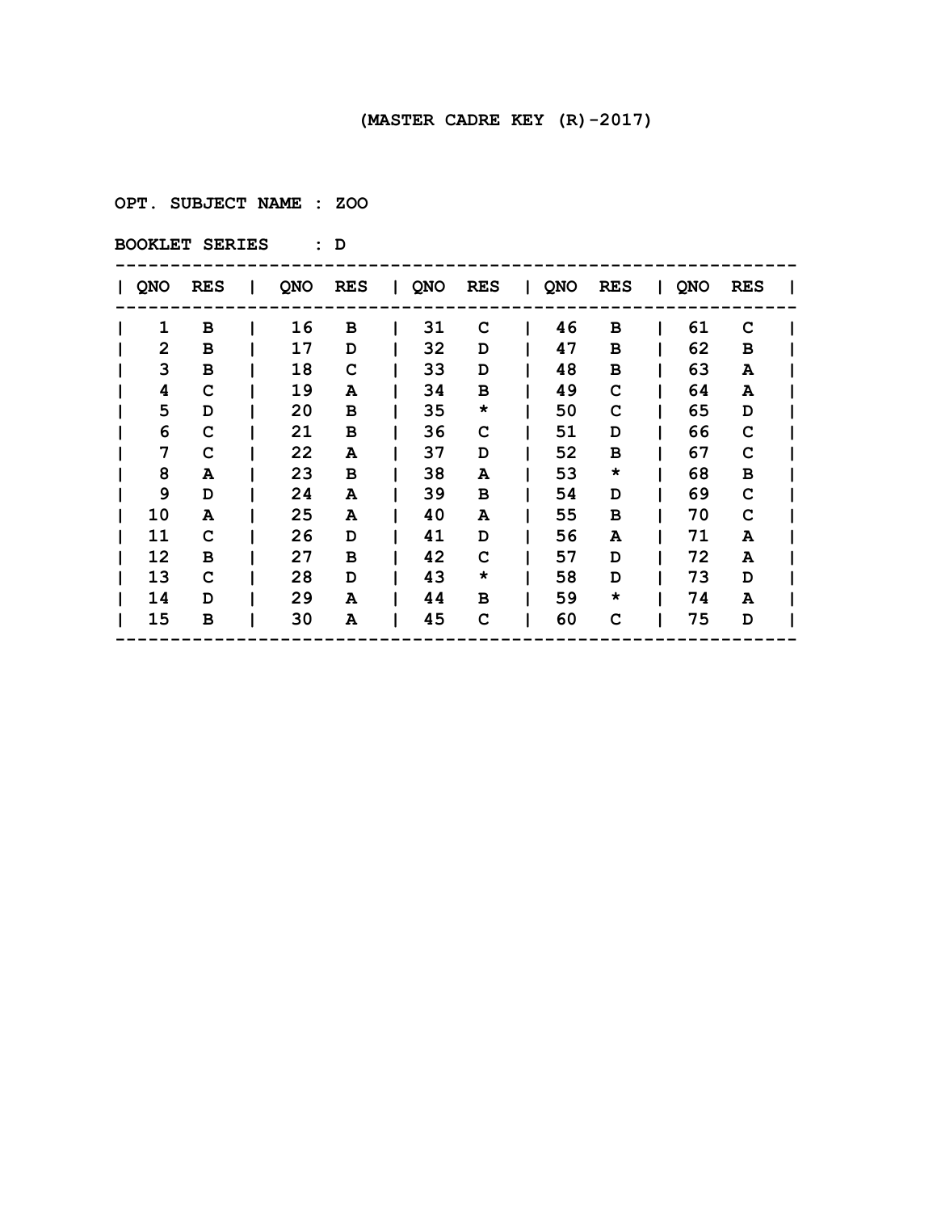(MASTER CADRE KEY (R)-2017)

OPT. SUBJECT NAME : ZOO

BOOKLET SERIES : D

| QNO | RES | QNO | RES | QNO | RES | QNO | RES | QNO | RES |
|---|---|---|---|---|---|---|---|---|---|
| 1 | B | 16 | B | 31 | C | 46 | B | 61 | C |
| 2 | B | 17 | D | 32 | D | 47 | B | 62 | B |
| 3 | B | 18 | C | 33 | D | 48 | B | 63 | A |
| 4 | C | 19 | A | 34 | B | 49 | C | 64 | A |
| 5 | D | 20 | B | 35 | * | 50 | C | 65 | D |
| 6 | C | 21 | B | 36 | C | 51 | D | 66 | C |
| 7 | C | 22 | A | 37 | D | 52 | B | 67 | C |
| 8 | A | 23 | B | 38 | A | 53 | * | 68 | B |
| 9 | D | 24 | A | 39 | B | 54 | D | 69 | C |
| 10 | A | 25 | A | 40 | A | 55 | B | 70 | C |
| 11 | C | 26 | D | 41 | D | 56 | A | 71 | A |
| 12 | B | 27 | B | 42 | C | 57 | D | 72 | A |
| 13 | C | 28 | D | 43 | * | 58 | D | 73 | D |
| 14 | D | 29 | A | 44 | B | 59 | * | 74 | A |
| 15 | B | 30 | A | 45 | C | 60 | C | 75 | D |